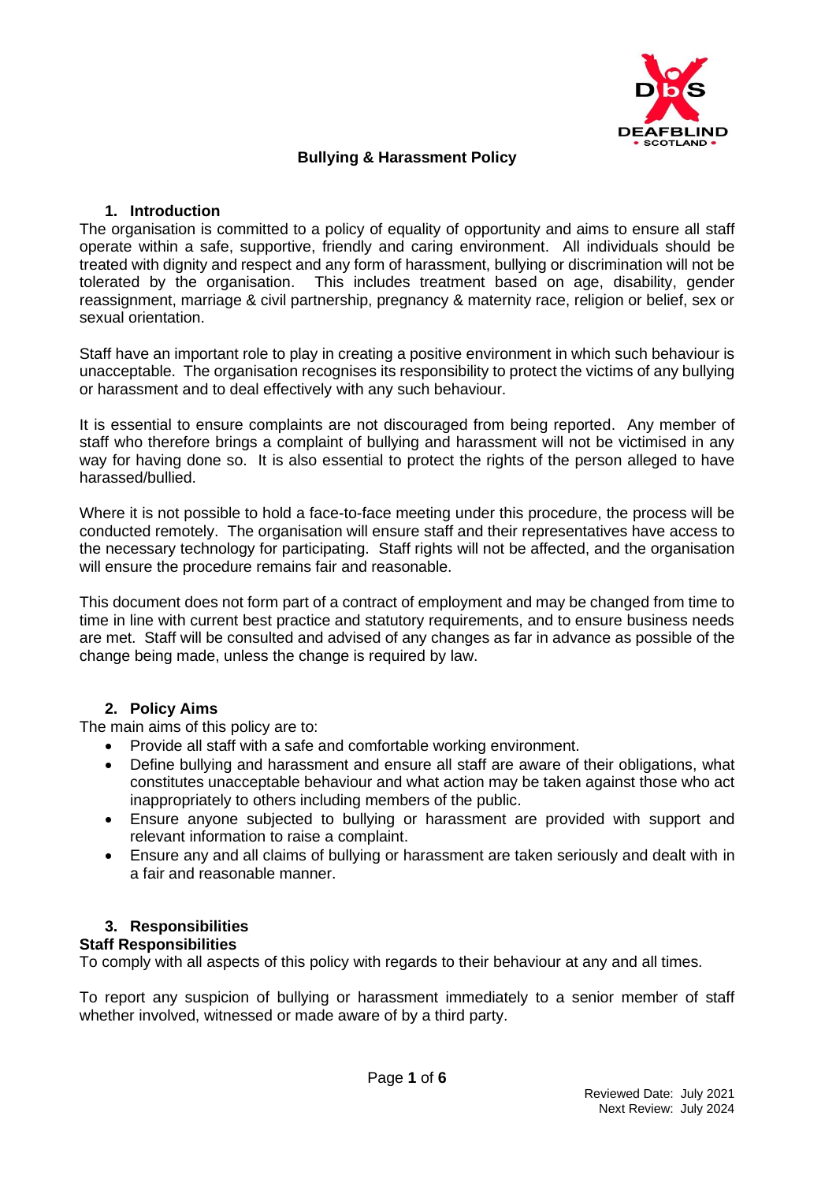# Bullying & Harassment Policy

## 1. Introduction

The organisation is committed to a policy of equality of opportunity and aims to ensure all staff operate within a safe, supportive, friendly and caring environment. All individuals should be treated with dignity and respect and any form of harassment, bullying or discrimination will not be tolerated by the organisation. This includes treatment based on age, disability, gender reassignment, marriage & civil partnership, pregnancy & maternity race, religion or belief, sex or sexual orientation.

Staff have an important role to play in creating a positive environment in which such behaviour is unacceptable. The organisation recognises its responsibility to protect the victims of any bullying or harassment and to deal effectively with any such behaviour.

It is essential to ensure complaints are not discouraged from being reported. Any member of staff who therefore brings a complaint of bullying and harassment will not be victimised in any way for having done so. It is also essential to protect the rights of the person alleged to have harassed/bullied.

Where it is not possible to hold a face-to-face meeting under this procedure, the process will be conducted remotely. The organisation will ensure staff and their representatives have access to the necessary technology for participating. Staff rights will not be affected, and the organisation will ensure the procedure remains fair and reasonable.

This document does not form part of a contract of employment and may be changed from time to time in line with current best practice and statutory requirements, and to ensure business needs are met. Staff will be consulted and advised of any changes as far in advance as possible of the change being made, unless the change is required by law.

## 2. Policy Aims

The main aims of this policy are to:

- Provide all staff with a safe and comfortable working environment.
- Define bullying and harassment and ensure all staff are aware of their obligations, what constitutes unacceptable behaviour and what action may be taken against those who act inappropriately to others including members of the public.
- Ensure anyone subjected to bullying or harassment are provided with support and relevant information to raise a complaint.
- Ensure any and all claims of bullying or harassment are taken seriously and dealt with in a fair and reasonable manner.

## 3. Responsibilities

**Staff Responsibilities**

To comply with all aspects of this policy with regards to their behaviour at any and all times.

To report any suspicion of bullying or harassment immediately to a senior member of staff whether involved, witnessed or made aware of by a third party.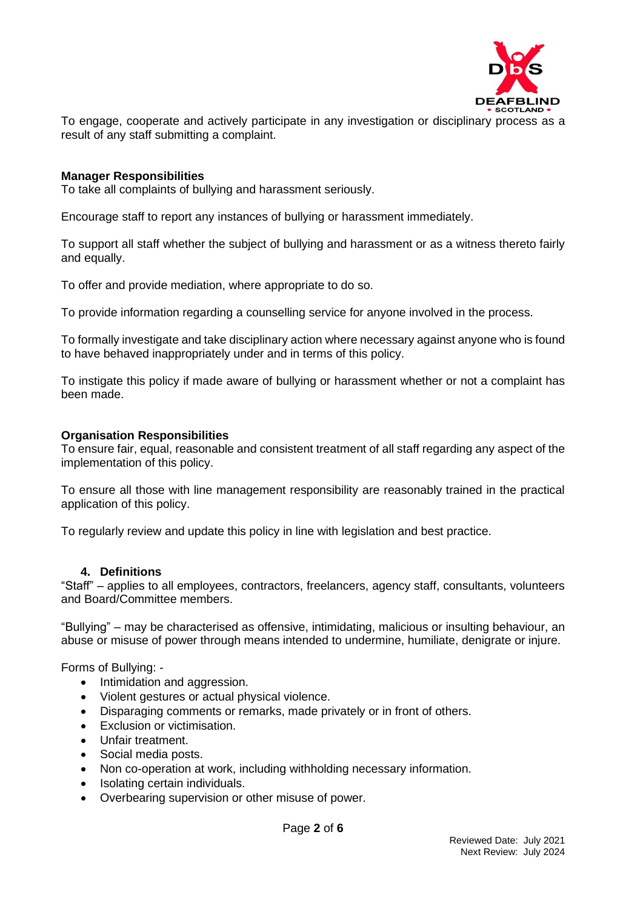To engage, cooperate and actively participate in any investigation or disciplinary process as a result of any staff submitting a complaint.

**Manager Responsibilities**

To take all complaints of bullying and harassment seriously.

Encourage staff to report any instances of bullying or harassment immediately.

To support all staff whether the subject of bullying and harassment or as a witness thereto fairly and equally.

To offer and provide mediation, where appropriate to do so.

To provide information regarding a counselling service for anyone involved in the process.

To formally investigate and take disciplinary action where necessary against anyone who is found to have behaved inappropriately under and in terms of this policy.

To instigate this policy if made aware of bullying or harassment whether or not a complaint has been made.

**Organisation Responsibilities**

To ensure fair, equal, reasonable and consistent treatment of all staff regarding any aspect of the implementation of this policy.

To ensure all those with line management responsibility are reasonably trained in the practical application of this policy.

To regularly review and update this policy in line with legislation and best practice.

## 4. Definitions

"Staff" – applies to all employees, contractors, freelancers, agency staff, consultants, volunteers and Board/Committee members.

"Bullying" – may be characterised as offensive, intimidating, malicious or insulting behaviour, an abuse or misuse of power through means intended to undermine, humiliate, denigrate or injure.

Forms of Bullying: -

- Intimidation and aggression.
- Violent gestures or actual physical violence.
- Disparaging comments or remarks, made privately or in front of others.
- Exclusion or victimisation.
- Unfair treatment.
- Social media posts.
- Non co-operation at work, including withholding necessary information.
- Isolating certain individuals.
- Overbearing supervision or other misuse of power.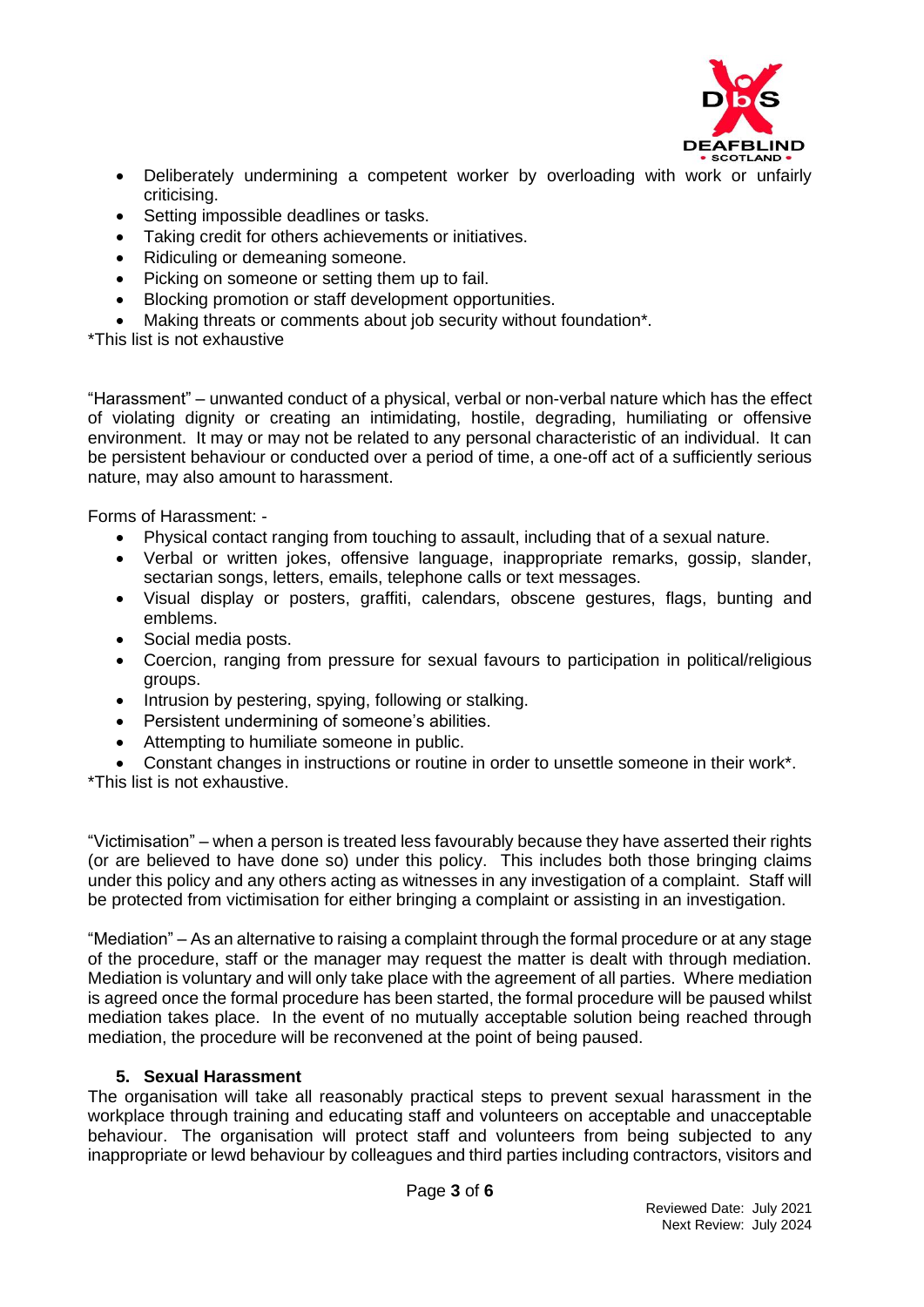- Deliberately undermining a competent worker by overloading with work or unfairly criticising.
- Setting impossible deadlines or tasks.
- Taking credit for others achievements or initiatives.
- Ridiculing or demeaning someone.
- Picking on someone or setting them up to fail.
- Blocking promotion or staff development opportunities.
- Making threats or comments about job security without foundation*.

*This list is not exhaustive

"Harassment" – unwanted conduct of a physical, verbal or non-verbal nature which has the effect of violating dignity or creating an intimidating, hostile, degrading, humiliating or offensive environment. It may or may not be related to any personal characteristic of an individual. It can be persistent behaviour or conducted over a period of time, a one-off act of a sufficiently serious nature, may also amount to harassment.

Forms of Harassment: -

- Physical contact ranging from touching to assault, including that of a sexual nature.
- Verbal or written jokes, offensive language, inappropriate remarks, gossip, slander, sectarian songs, letters, emails, telephone calls or text messages.
- Visual display or posters, graffiti, calendars, obscene gestures, flags, bunting and emblems.
- Social media posts.
- Coercion, ranging from pressure for sexual favours to participation in political/religious groups.
- Intrusion by pestering, spying, following or stalking.
- Persistent undermining of someone's abilities.
- Attempting to humiliate someone in public.
- Constant changes in instructions or routine in order to unsettle someone in their work*.

*This list is not exhaustive.

"Victimisation" – when a person is treated less favourably because they have asserted their rights (or are believed to have done so) under this policy. This includes both those bringing claims under this policy and any others acting as witnesses in any investigation of a complaint. Staff will be protected from victimisation for either bringing a complaint or assisting in an investigation.

"Mediation" – As an alternative to raising a complaint through the formal procedure or at any stage of the procedure, staff or the manager may request the matter is dealt with through mediation. Mediation is voluntary and will only take place with the agreement of all parties. Where mediation is agreed once the formal procedure has been started, the formal procedure will be paused whilst mediation takes place. In the event of no mutually acceptable solution being reached through mediation, the procedure will be reconvened at the point of being paused.

### 5. Sexual Harassment

The organisation will take all reasonably practical steps to prevent sexual harassment in the workplace through training and educating staff and volunteers on acceptable and unacceptable behaviour. The organisation will protect staff and volunteers from being subjected to any inappropriate or lewd behaviour by colleagues and third parties including contractors, visitors and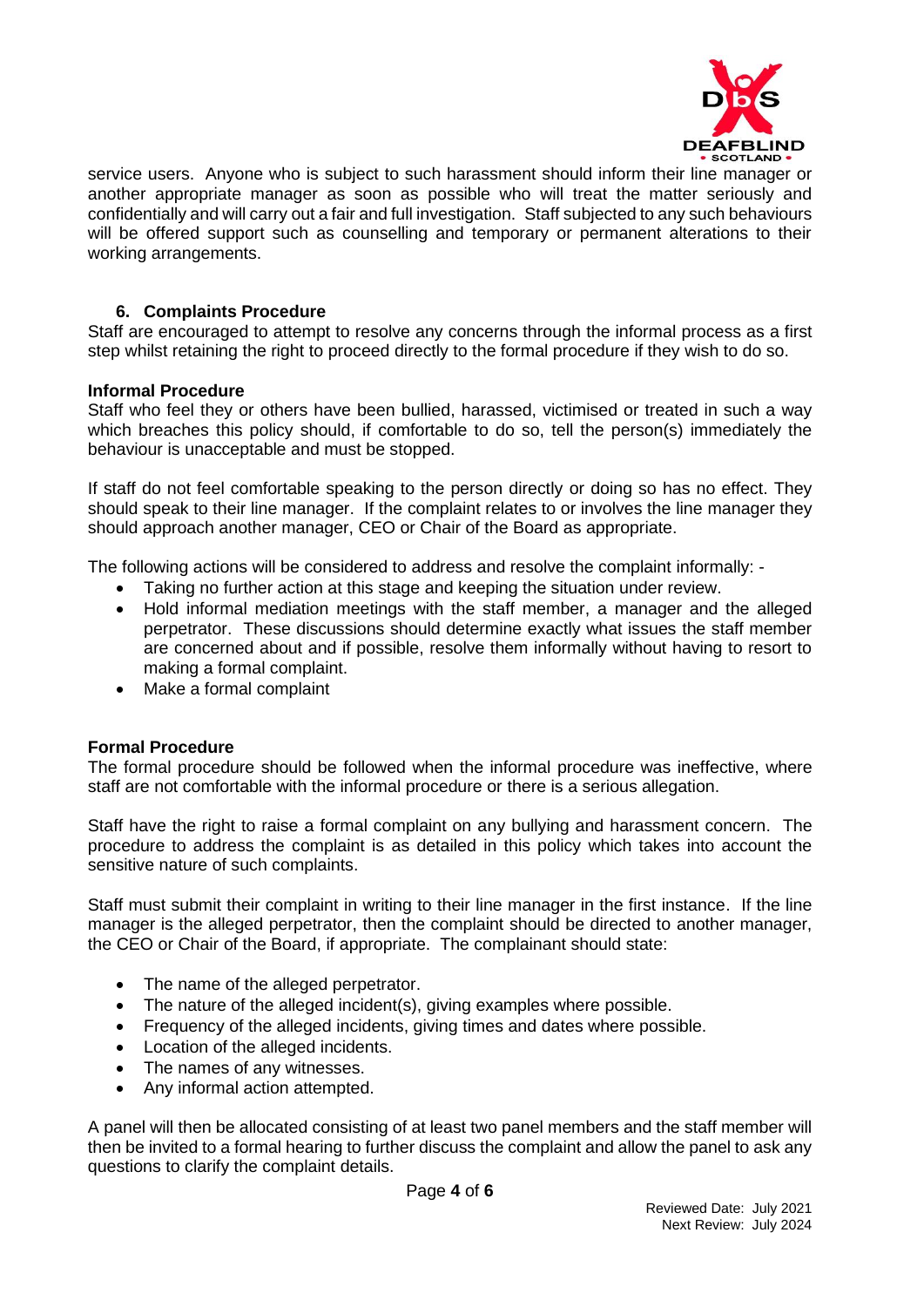service users. Anyone who is subject to such harassment should inform their line manager or another appropriate manager as soon as possible who will treat the matter seriously and confidentially and will carry out a fair and full investigation. Staff subjected to any such behaviours will be offered support such as counselling and temporary or permanent alterations to their working arrangements.

## 6. Complaints Procedure

Staff are encouraged to attempt to resolve any concerns through the informal process as a first step whilst retaining the right to proceed directly to the formal procedure if they wish to do so.

**Informal Procedure**

Staff who feel they or others have been bullied, harassed, victimised or treated in such a way which breaches this policy should, if comfortable to do so, tell the person(s) immediately the behaviour is unacceptable and must be stopped.

If staff do not feel comfortable speaking to the person directly or doing so has no effect. They should speak to their line manager. If the complaint relates to or involves the line manager they should approach another manager, CEO or Chair of the Board as appropriate.

The following actions will be considered to address and resolve the complaint informally: -

- Taking no further action at this stage and keeping the situation under review.
- Hold informal mediation meetings with the staff member, a manager and the alleged perpetrator. These discussions should determine exactly what issues the staff member are concerned about and if possible, resolve them informally without having to resort to making a formal complaint.
- Make a formal complaint

**Formal Procedure**

The formal procedure should be followed when the informal procedure was ineffective, where staff are not comfortable with the informal procedure or there is a serious allegation.

Staff have the right to raise a formal complaint on any bullying and harassment concern. The procedure to address the complaint is as detailed in this policy which takes into account the sensitive nature of such complaints.

Staff must submit their complaint in writing to their line manager in the first instance. If the line manager is the alleged perpetrator, then the complaint should be directed to another manager, the CEO or Chair of the Board, if appropriate. The complainant should state:

- The name of the alleged perpetrator.
- The nature of the alleged incident(s), giving examples where possible.
- Frequency of the alleged incidents, giving times and dates where possible.
- Location of the alleged incidents.
- The names of any witnesses.
- Any informal action attempted.

A panel will then be allocated consisting of at least two panel members and the staff member will then be invited to a formal hearing to further discuss the complaint and allow the panel to ask any questions to clarify the complaint details.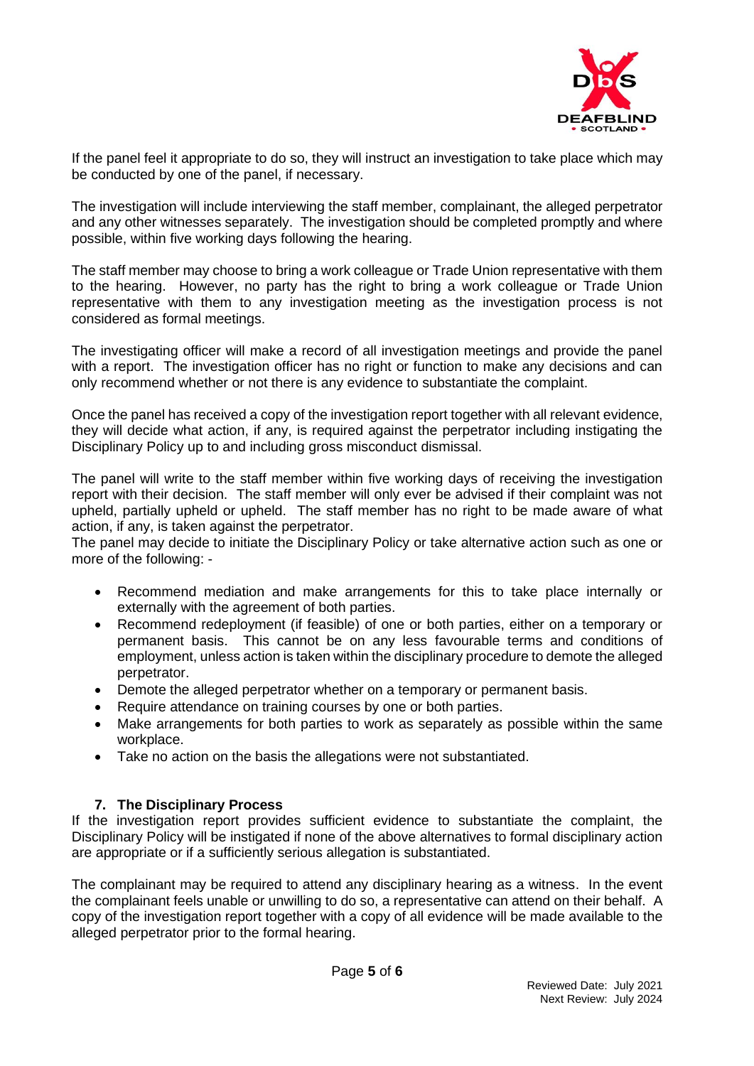If the panel feel it appropriate to do so, they will instruct an investigation to take place which may be conducted by one of the panel, if necessary.

The investigation will include interviewing the staff member, complainant, the alleged perpetrator and any other witnesses separately. The investigation should be completed promptly and where possible, within five working days following the hearing.

The staff member may choose to bring a work colleague or Trade Union representative with them to the hearing. However, no party has the right to bring a work colleague or Trade Union representative with them to any investigation meeting as the investigation process is not considered as formal meetings.

The investigating officer will make a record of all investigation meetings and provide the panel with a report. The investigation officer has no right or function to make any decisions and can only recommend whether or not there is any evidence to substantiate the complaint.

Once the panel has received a copy of the investigation report together with all relevant evidence, they will decide what action, if any, is required against the perpetrator including instigating the Disciplinary Policy up to and including gross misconduct dismissal.

The panel will write to the staff member within five working days of receiving the investigation report with their decision. The staff member will only ever be advised if their complaint was not upheld, partially upheld or upheld. The staff member has no right to be made aware of what action, if any, is taken against the perpetrator.
The panel may decide to initiate the Disciplinary Policy or take alternative action such as one or more of the following: -

- Recommend mediation and make arrangements for this to take place internally or externally with the agreement of both parties.
- Recommend redeployment (if feasible) of one or both parties, either on a temporary or permanent basis. This cannot be on any less favourable terms and conditions of employment, unless action is taken within the disciplinary procedure to demote the alleged perpetrator.
- Demote the alleged perpetrator whether on a temporary or permanent basis.
- Require attendance on training courses by one or both parties.
- Make arrangements for both parties to work as separately as possible within the same workplace.
- Take no action on the basis the allegations were not substantiated.

## 7. The Disciplinary Process

If the investigation report provides sufficient evidence to substantiate the complaint, the Disciplinary Policy will be instigated if none of the above alternatives to formal disciplinary action are appropriate or if a sufficiently serious allegation is substantiated.

The complainant may be required to attend any disciplinary hearing as a witness. In the event the complainant feels unable or unwilling to do so, a representative can attend on their behalf. A copy of the investigation report together with a copy of all evidence will be made available to the alleged perpetrator prior to the formal hearing.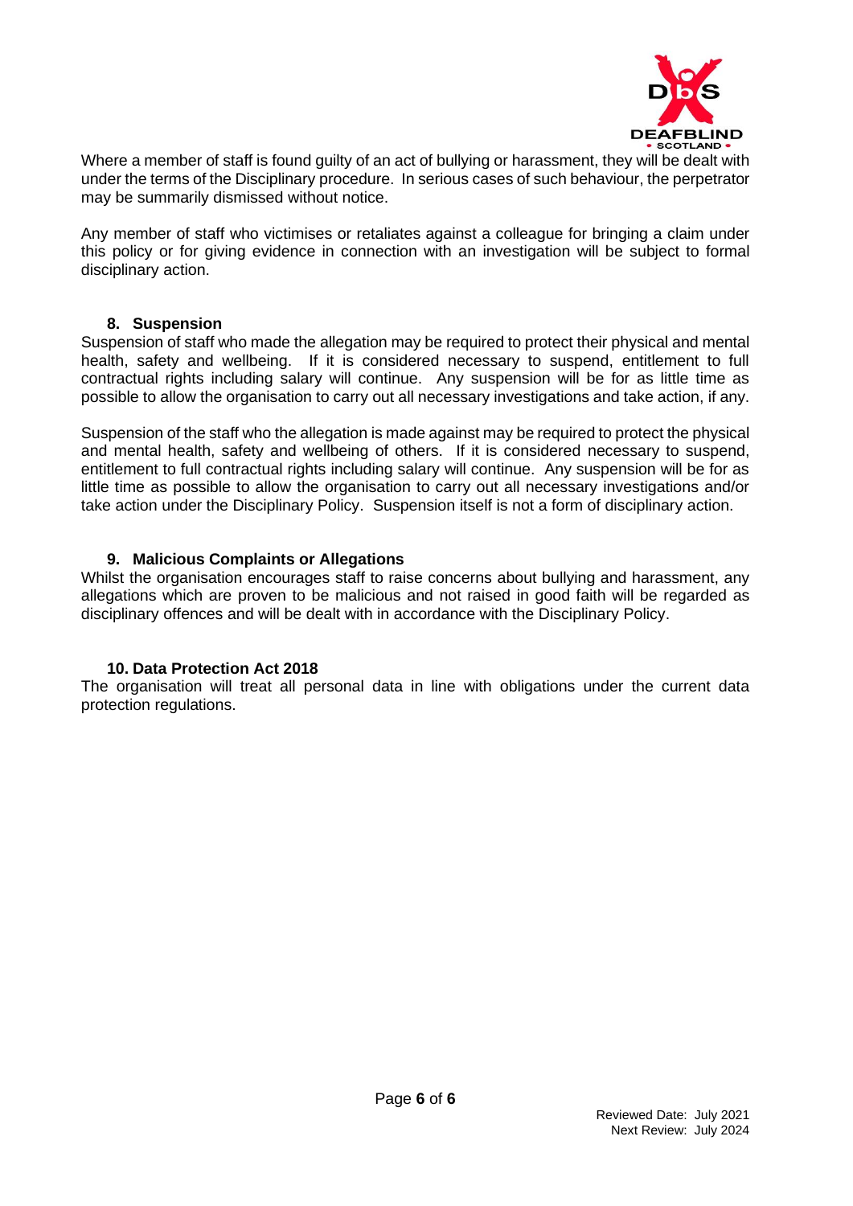Where a member of staff is found guilty of an act of bullying or harassment, they will be dealt with under the terms of the Disciplinary procedure. In serious cases of such behaviour, the perpetrator may be summarily dismissed without notice.

Any member of staff who victimises or retaliates against a colleague for bringing a claim under this policy or for giving evidence in connection with an investigation will be subject to formal disciplinary action.

## 8. Suspension

Suspension of staff who made the allegation may be required to protect their physical and mental health, safety and wellbeing. If it is considered necessary to suspend, entitlement to full contractual rights including salary will continue. Any suspension will be for as little time as possible to allow the organisation to carry out all necessary investigations and take action, if any.

Suspension of the staff who the allegation is made against may be required to protect the physical and mental health, safety and wellbeing of others. If it is considered necessary to suspend, entitlement to full contractual rights including salary will continue. Any suspension will be for as little time as possible to allow the organisation to carry out all necessary investigations and/or take action under the Disciplinary Policy. Suspension itself is not a form of disciplinary action.

## 9. Malicious Complaints or Allegations

Whilst the organisation encourages staff to raise concerns about bullying and harassment, any allegations which are proven to be malicious and not raised in good faith will be regarded as disciplinary offences and will be dealt with in accordance with the Disciplinary Policy.

## 10. Data Protection Act 2018

The organisation will treat all personal data in line with obligations under the current data protection regulations.

Reviewed Date: July 2021
Next Review: July 2024